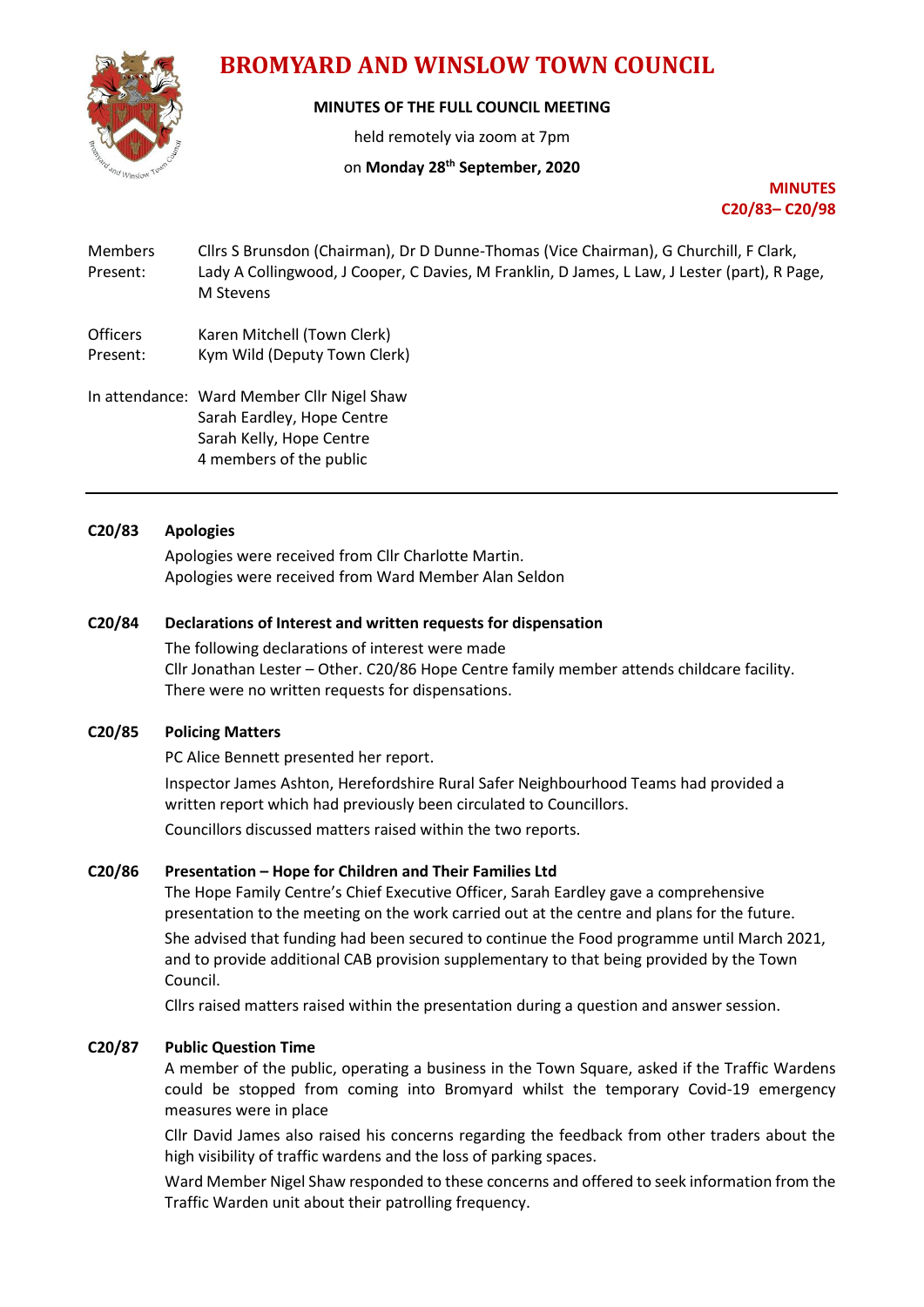# BROMYARD AND WINSLOW TOWN COUNCIL

**MINUTES OF THE FULL COUNCIL MEETING**

held remotely via zoom at 7pm

on **Monday 28th September, 2020**

**MINUTES**
**C20/83– C20/98**

| | |
|---|---|
| Members Present: | Cllrs S Brunsdon (Chairman), Dr D Dunne-Thomas (Vice Chairman), G Churchill, F Clark, Lady A Collingwood, J Cooper, C Davies, M Franklin, D James, L Law, J Lester (part), R Page, M Stevens |
| Officers Present: | Karen Mitchell (Town Clerk)<br>Kym Wild (Deputy Town Clerk) |
| In attendance: | Ward Member Cllr Nigel Shaw<br>Sarah Eardley, Hope Centre<br>Sarah Kelly, Hope Centre<br>4 members of the public |

---

**C20/83 Apologies**

Apologies were received from Cllr Charlotte Martin.
Apologies were received from Ward Member Alan Seldon

**C20/84 Declarations of Interest and written requests for dispensation**

The following declarations of interest were made
Cllr Jonathan Lester – Other. C20/86 Hope Centre family member attends childcare facility.
There were no written requests for dispensations.

**C20/85 Policing Matters**

PC Alice Bennett presented her report.

Inspector James Ashton, Herefordshire Rural Safer Neighbourhood Teams had provided a written report which had previously been circulated to Councillors.

Councillors discussed matters raised within the two reports.

**C20/86 Presentation – Hope for Children and Their Families Ltd**

The Hope Family Centre's Chief Executive Officer, Sarah Eardley gave a comprehensive presentation to the meeting on the work carried out at the centre and plans for the future.

She advised that funding had been secured to continue the Food programme until March 2021, and to provide additional CAB provision supplementary to that being provided by the Town Council.

Cllrs raised matters raised within the presentation during a question and answer session.

**C20/87 Public Question Time**

A member of the public, operating a business in the Town Square, asked if the Traffic Wardens could be stopped from coming into Bromyard whilst the temporary Covid-19 emergency measures were in place

Cllr David James also raised his concerns regarding the feedback from other traders about the high visibility of traffic wardens and the loss of parking spaces.

Ward Member Nigel Shaw responded to these concerns and offered to seek information from the Traffic Warden unit about their patrolling frequency.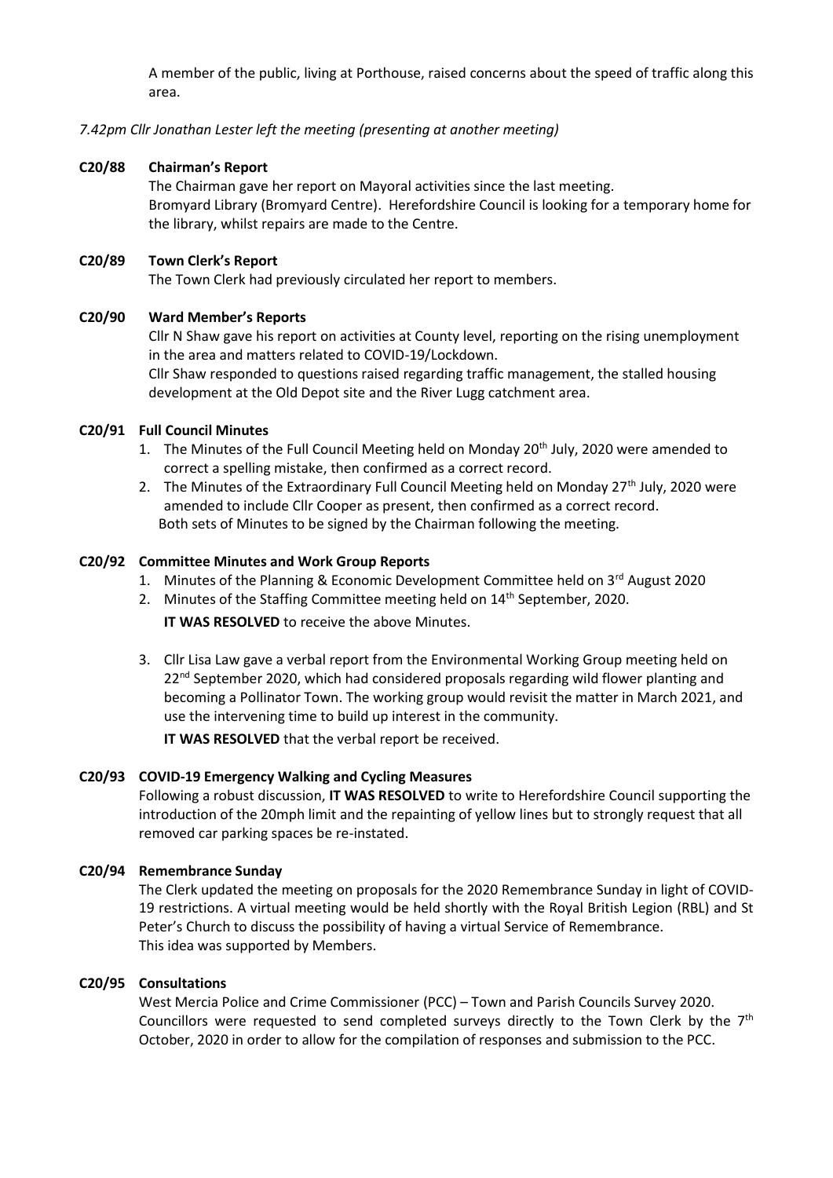A member of the public, living at Porthouse, raised concerns about the speed of traffic along this area.

*7.42pm Cllr Jonathan Lester left the meeting (presenting at another meeting)*

**C20/88 Chairman's Report**

The Chairman gave her report on Mayoral activities since the last meeting.
Bromyard Library (Bromyard Centre). Herefordshire Council is looking for a temporary home for the library, whilst repairs are made to the Centre.

**C20/89 Town Clerk's Report**

The Town Clerk had previously circulated her report to members.

**C20/90 Ward Member's Reports**

Cllr N Shaw gave his report on activities at County level, reporting on the rising unemployment in the area and matters related to COVID-19/Lockdown.
Cllr Shaw responded to questions raised regarding traffic management, the stalled housing development at the Old Depot site and the River Lugg catchment area.

**C20/91 Full Council Minutes**

1. The Minutes of the Full Council Meeting held on Monday 20th July, 2020 were amended to correct a spelling mistake, then confirmed as a correct record.
2. The Minutes of the Extraordinary Full Council Meeting held on Monday 27th July, 2020 were amended to include Cllr Cooper as present, then confirmed as a correct record.
   Both sets of Minutes to be signed by the Chairman following the meeting.

**C20/92 Committee Minutes and Work Group Reports**

1. Minutes of the Planning & Economic Development Committee held on 3rd August 2020
2. Minutes of the Staffing Committee meeting held on 14th September, 2020.

   **IT WAS RESOLVED** to receive the above Minutes.

3. Cllr Lisa Law gave a verbal report from the Environmental Working Group meeting held on 22nd September 2020, which had considered proposals regarding wild flower planting and becoming a Pollinator Town. The working group would revisit the matter in March 2021, and use the intervening time to build up interest in the community.

   **IT WAS RESOLVED** that the verbal report be received.

**C20/93 COVID-19 Emergency Walking and Cycling Measures**

Following a robust discussion, **IT WAS RESOLVED** to write to Herefordshire Council supporting the introduction of the 20mph limit and the repainting of yellow lines but to strongly request that all removed car parking spaces be re-instated.

**C20/94 Remembrance Sunday**

The Clerk updated the meeting on proposals for the 2020 Remembrance Sunday in light of COVID-19 restrictions. A virtual meeting would be held shortly with the Royal British Legion (RBL) and St Peter's Church to discuss the possibility of having a virtual Service of Remembrance.
This idea was supported by Members.

**C20/95 Consultations**

West Mercia Police and Crime Commissioner (PCC) – Town and Parish Councils Survey 2020.
Councillors were requested to send completed surveys directly to the Town Clerk by the 7th October, 2020 in order to allow for the compilation of responses and submission to the PCC.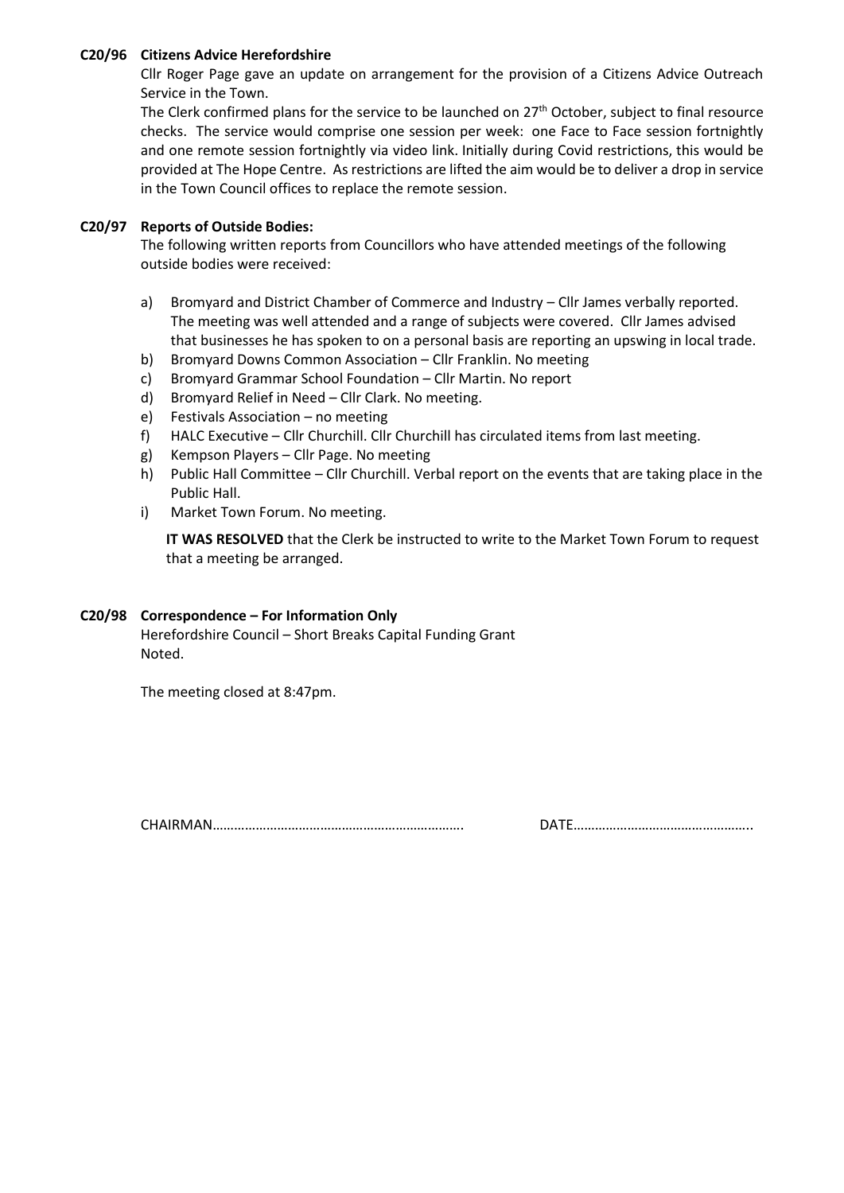**C20/96 Citizens Advice Herefordshire**

Cllr Roger Page gave an update on arrangement for the provision of a Citizens Advice Outreach Service in the Town.

The Clerk confirmed plans for the service to be launched on 27th October, subject to final resource checks. The service would comprise one session per week: one Face to Face session fortnightly and one remote session fortnightly via video link. Initially during Covid restrictions, this would be provided at The Hope Centre. As restrictions are lifted the aim would be to deliver a drop in service in the Town Council offices to replace the remote session.

**C20/97 Reports of Outside Bodies:**

The following written reports from Councillors who have attended meetings of the following outside bodies were received:

a) Bromyard and District Chamber of Commerce and Industry – Cllr James verbally reported. The meeting was well attended and a range of subjects were covered. Cllr James advised that businesses he has spoken to on a personal basis are reporting an upswing in local trade.
b) Bromyard Downs Common Association – Cllr Franklin. No meeting
c) Bromyard Grammar School Foundation – Cllr Martin. No report
d) Bromyard Relief in Need – Cllr Clark. No meeting.
e) Festivals Association – no meeting
f) HALC Executive – Cllr Churchill. Cllr Churchill has circulated items from last meeting.
g) Kempson Players – Cllr Page. No meeting
h) Public Hall Committee – Cllr Churchill. Verbal report on the events that are taking place in the Public Hall.
i) Market Town Forum. No meeting.

**IT WAS RESOLVED** that the Clerk be instructed to write to the Market Town Forum to request that a meeting be arranged.

**C20/98 Correspondence – For Information Only**

Herefordshire Council – Short Breaks Capital Funding Grant
Noted.

The meeting closed at 8:47pm.

CHAIRMAN…………………………………………………………. DATE…………………………………………..